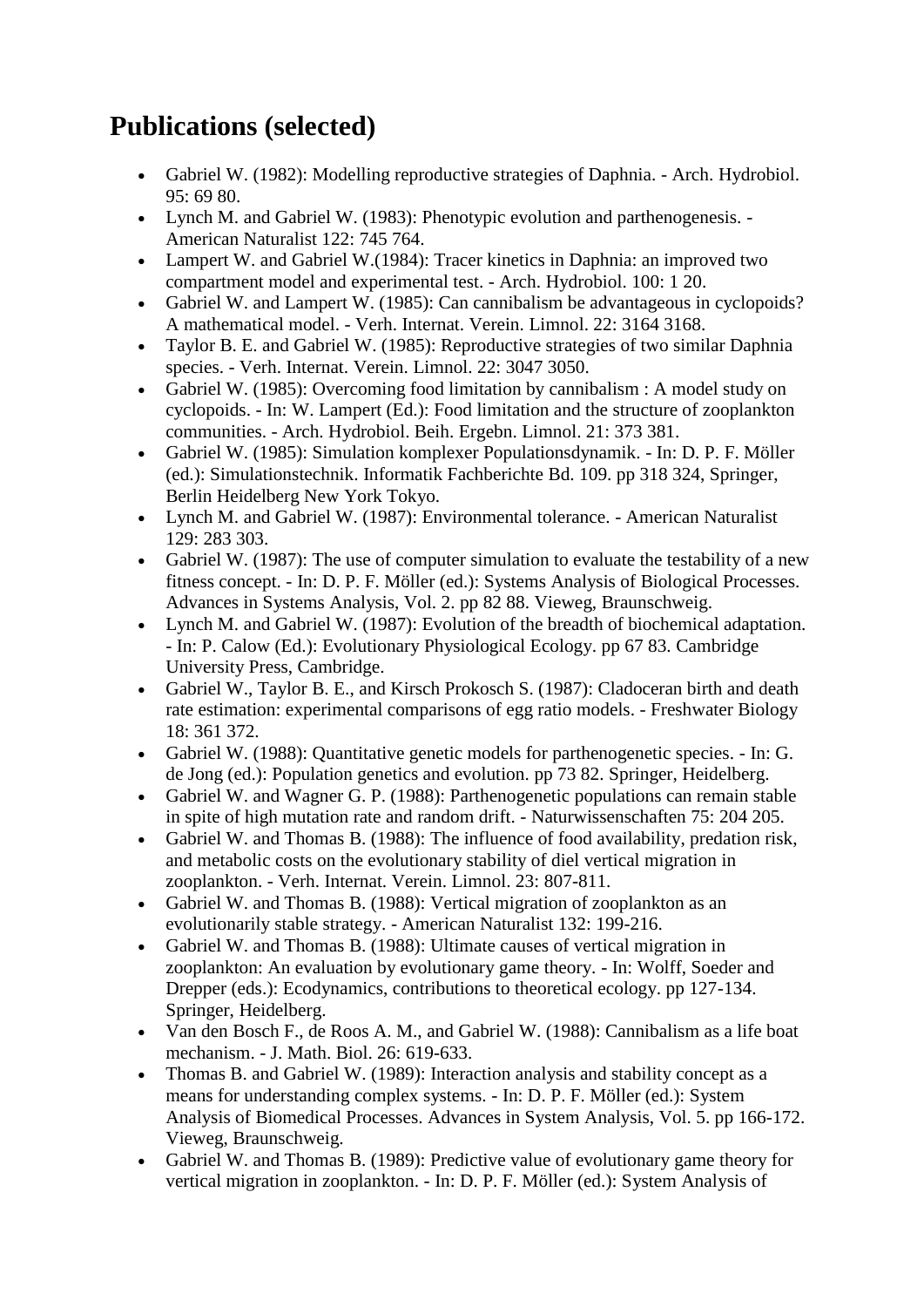## Publications (selected)

- Gabriel W. (1982): Modelling reproductive strategies of Daphnia. - Arch. Hydrobiol. 95: 69 80.
- Lynch M. and Gabriel W. (1983): Phenotypic evolution and parthenogenesis. - American Naturalist 122: 745 764.
- Lampert W. and Gabriel W.(1984): Tracer kinetics in Daphnia: an improved two compartment model and experimental test. - Arch. Hydrobiol. 100: 1 20.
- Gabriel W. and Lampert W. (1985): Can cannibalism be advantageous in cyclopoids? A mathematical model. - Verh. Internat. Verein. Limnol. 22: 3164 3168.
- Taylor B. E. and Gabriel W. (1985): Reproductive strategies of two similar Daphnia species. - Verh. Internat. Verein. Limnol. 22: 3047 3050.
- Gabriel W. (1985): Overcoming food limitation by cannibalism : A model study on cyclopoids. - In: W. Lampert (Ed.): Food limitation and the structure of zooplankton communities. - Arch. Hydrobiol. Beih. Ergebn. Limnol. 21: 373 381.
- Gabriel W. (1985): Simulation komplexer Populationsdynamik. - In: D. P. F. Möller (ed.): Simulationstechnik. Informatik Fachberichte Bd. 109. pp 318 324, Springer, Berlin Heidelberg New York Tokyo.
- Lynch M. and Gabriel W. (1987): Environmental tolerance. - American Naturalist 129: 283 303.
- Gabriel W. (1987): The use of computer simulation to evaluate the testability of a new fitness concept. - In: D. P. F. Möller (ed.): Systems Analysis of Biological Processes. Advances in Systems Analysis, Vol. 2. pp 82 88. Vieweg, Braunschweig.
- Lynch M. and Gabriel W. (1987): Evolution of the breadth of biochemical adaptation. - In: P. Calow (Ed.): Evolutionary Physiological Ecology. pp 67 83. Cambridge University Press, Cambridge.
- Gabriel W., Taylor B. E., and Kirsch Prokosch S. (1987): Cladoceran birth and death rate estimation: experimental comparisons of egg ratio models. - Freshwater Biology 18: 361 372.
- Gabriel W. (1988): Quantitative genetic models for parthenogenetic species. - In: G. de Jong (ed.): Population genetics and evolution. pp 73 82. Springer, Heidelberg.
- Gabriel W. and Wagner G. P. (1988): Parthenogenetic populations can remain stable in spite of high mutation rate and random drift. - Naturwissenschaften 75: 204 205.
- Gabriel W. and Thomas B. (1988): The influence of food availability, predation risk, and metabolic costs on the evolutionary stability of diel vertical migration in zooplankton. - Verh. Internat. Verein. Limnol. 23: 807-811.
- Gabriel W. and Thomas B. (1988): Vertical migration of zooplankton as an evolutionarily stable strategy. - American Naturalist 132: 199-216.
- Gabriel W. and Thomas B. (1988): Ultimate causes of vertical migration in zooplankton: An evaluation by evolutionary game theory. - In: Wolff, Soeder and Drepper (eds.): Ecodynamics, contributions to theoretical ecology. pp 127-134. Springer, Heidelberg.
- Van den Bosch F., de Roos A. M., and Gabriel W. (1988): Cannibalism as a life boat mechanism. - J. Math. Biol. 26: 619-633.
- Thomas B. and Gabriel W. (1989): Interaction analysis and stability concept as a means for understanding complex systems. - In: D. P. F. Möller (ed.): System Analysis of Biomedical Processes. Advances in System Analysis, Vol. 5. pp 166-172. Vieweg, Braunschweig.
- Gabriel W. and Thomas B. (1989): Predictive value of evolutionary game theory for vertical migration in zooplankton. - In: D. P. F. Möller (ed.): System Analysis of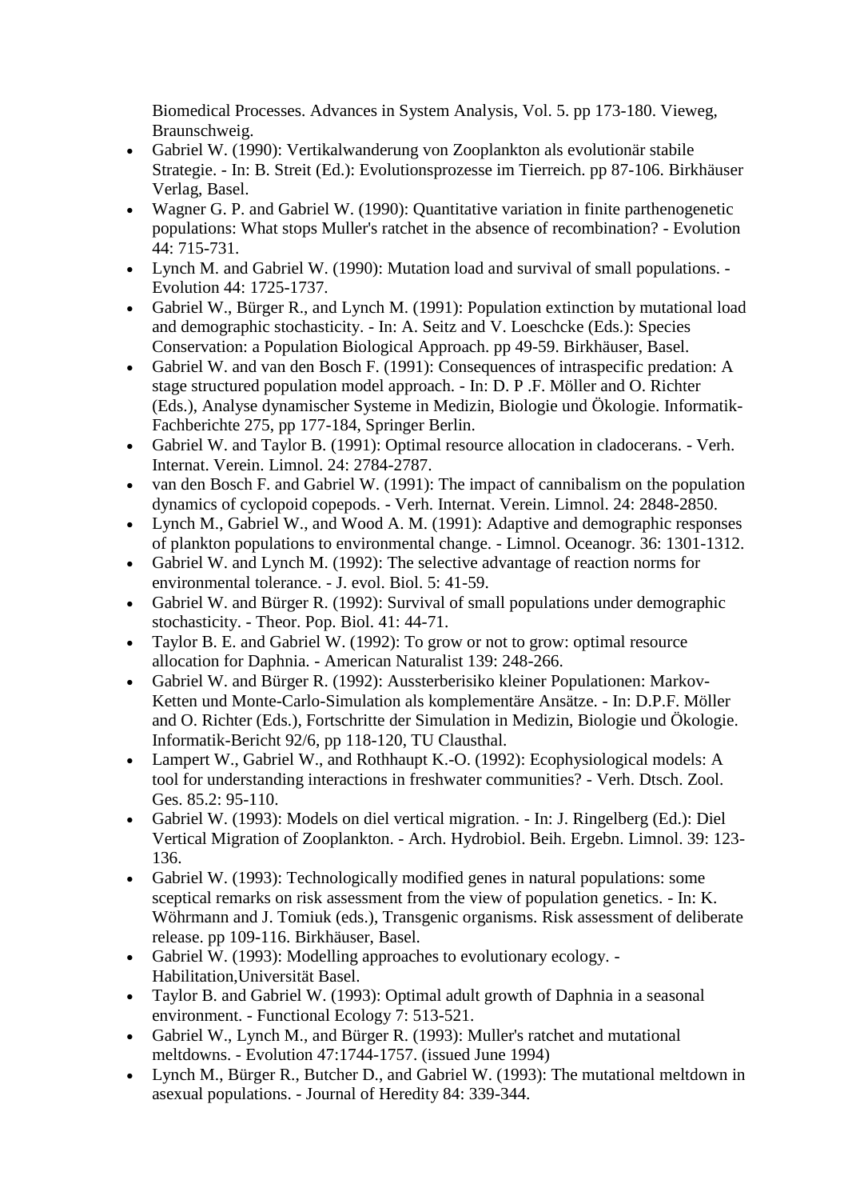Biomedical Processes. Advances in System Analysis, Vol. 5. pp 173-180. Vieweg, Braunschweig.

- Gabriel W. (1990): Vertikalwanderung von Zooplankton als evolutionär stabile Strategie. - In: B. Streit (Ed.): Evolutionsprozesse im Tierreich. pp 87-106. Birkhäuser Verlag, Basel.
- Wagner G. P. and Gabriel W. (1990): Quantitative variation in finite parthenogenetic populations: What stops Muller's ratchet in the absence of recombination? - Evolution 44: 715-731.
- Lynch M. and Gabriel W. (1990): Mutation load and survival of small populations. - Evolution 44: 1725-1737.
- Gabriel W., Bürger R., and Lynch M. (1991): Population extinction by mutational load and demographic stochasticity. - In: A. Seitz and V. Loeschcke (Eds.): Species Conservation: a Population Biological Approach. pp 49-59. Birkhäuser, Basel.
- Gabriel W. and van den Bosch F. (1991): Consequences of intraspecific predation: A stage structured population model approach. - In: D. P .F. Möller and O. Richter (Eds.), Analyse dynamischer Systeme in Medizin, Biologie und Ökologie. Informatik-Fachberichte 275, pp 177-184, Springer Berlin.
- Gabriel W. and Taylor B. (1991): Optimal resource allocation in cladocerans. - Verh. Internat. Verein. Limnol. 24: 2784-2787.
- van den Bosch F. and Gabriel W. (1991): The impact of cannibalism on the population dynamics of cyclopoid copepods. - Verh. Internat. Verein. Limnol. 24: 2848-2850.
- Lynch M., Gabriel W., and Wood A. M. (1991): Adaptive and demographic responses of plankton populations to environmental change. - Limnol. Oceanogr. 36: 1301-1312.
- Gabriel W. and Lynch M. (1992): The selective advantage of reaction norms for environmental tolerance. - J. evol. Biol. 5: 41-59.
- Gabriel W. and Bürger R. (1992): Survival of small populations under demographic stochasticity. - Theor. Pop. Biol. 41: 44-71.
- Taylor B. E. and Gabriel W. (1992): To grow or not to grow: optimal resource allocation for Daphnia. - American Naturalist 139: 248-266.
- Gabriel W. and Bürger R. (1992): Aussterberisiko kleiner Populationen: Markov-Ketten und Monte-Carlo-Simulation als komplementäre Ansätze. - In: D.P.F. Möller and O. Richter (Eds.), Fortschritte der Simulation in Medizin, Biologie und Ökologie. Informatik-Bericht 92/6, pp 118-120, TU Clausthal.
- Lampert W., Gabriel W., and Rothhaupt K.-O. (1992): Ecophysiological models: A tool for understanding interactions in freshwater communities? - Verh. Dtsch. Zool. Ges. 85.2: 95-110.
- Gabriel W. (1993): Models on diel vertical migration. - In: J. Ringelberg (Ed.): Diel Vertical Migration of Zooplankton. - Arch. Hydrobiol. Beih. Ergebn. Limnol. 39: 123-136.
- Gabriel W. (1993): Technologically modified genes in natural populations: some sceptical remarks on risk assessment from the view of population genetics. - In: K. Wöhrmann and J. Tomiuk (eds.), Transgenic organisms. Risk assessment of deliberate release. pp 109-116. Birkhäuser, Basel.
- Gabriel W. (1993): Modelling approaches to evolutionary ecology. - Habilitation,Universität Basel.
- Taylor B. and Gabriel W. (1993): Optimal adult growth of Daphnia in a seasonal environment. - Functional Ecology 7: 513-521.
- Gabriel W., Lynch M., and Bürger R. (1993): Muller's ratchet and mutational meltdowns. - Evolution 47:1744-1757. (issued June 1994)
- Lynch M., Bürger R., Butcher D., and Gabriel W. (1993): The mutational meltdown in asexual populations. - Journal of Heredity 84: 339-344.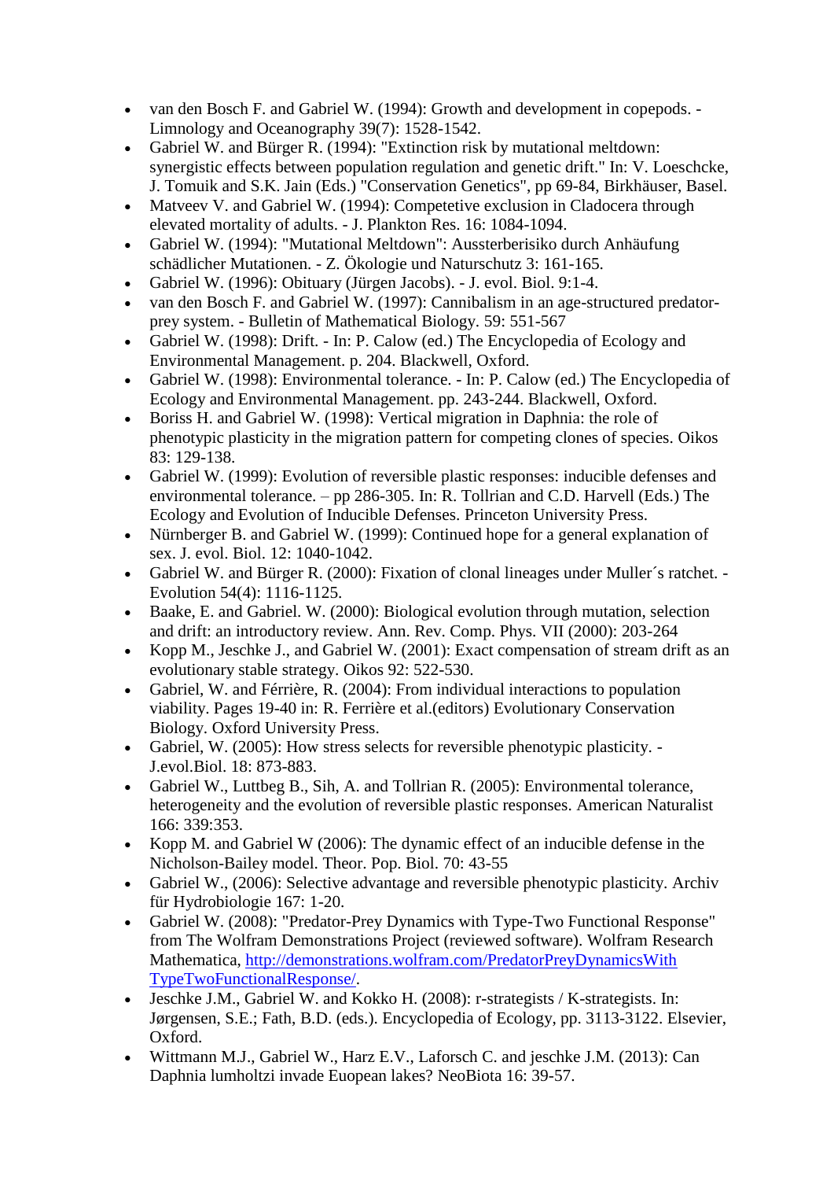- van den Bosch F. and Gabriel W. (1994): Growth and development in copepods. - Limnology and Oceanography 39(7): 1528-1542.
- Gabriel W. and Bürger R. (1994): "Extinction risk by mutational meltdown: synergistic effects between population regulation and genetic drift." In: V. Loeschcke, J. Tomuik and S.K. Jain (Eds.) "Conservation Genetics", pp 69-84, Birkhäuser, Basel.
- Matveev V. and Gabriel W. (1994): Competetive exclusion in Cladocera through elevated mortality of adults. - J. Plankton Res. 16: 1084-1094.
- Gabriel W. (1994): "Mutational Meltdown": Aussterberisiko durch Anhäufung schädlicher Mutationen. - Z. Ökologie und Naturschutz 3: 161-165.
- Gabriel W. (1996): Obituary (Jürgen Jacobs). - J. evol. Biol. 9:1-4.
- van den Bosch F. and Gabriel W. (1997): Cannibalism in an age-structured predator-prey system. - Bulletin of Mathematical Biology. 59: 551-567
- Gabriel W. (1998): Drift. - In: P. Calow (ed.) The Encyclopedia of Ecology and Environmental Management. p. 204. Blackwell, Oxford.
- Gabriel W. (1998): Environmental tolerance. - In: P. Calow (ed.) The Encyclopedia of Ecology and Environmental Management. pp. 243-244. Blackwell, Oxford.
- Boriss H. and Gabriel W. (1998): Vertical migration in Daphnia: the role of phenotypic plasticity in the migration pattern for competing clones of species. Oikos 83: 129-138.
- Gabriel W. (1999): Evolution of reversible plastic responses: inducible defenses and environmental tolerance. – pp 286-305. In: R. Tollrian and C.D. Harvell (Eds.) The Ecology and Evolution of Inducible Defenses. Princeton University Press.
- Nürnberger B. and Gabriel W. (1999): Continued hope for a general explanation of sex. J. evol. Biol. 12: 1040-1042.
- Gabriel W. and Bürger R. (2000): Fixation of clonal lineages under Muller´s ratchet. - Evolution 54(4): 1116-1125.
- Baake, E. and Gabriel. W. (2000): Biological evolution through mutation, selection and drift: an introductory review. Ann. Rev. Comp. Phys. VII (2000): 203-264
- Kopp M., Jeschke J., and Gabriel W. (2001): Exact compensation of stream drift as an evolutionary stable strategy. Oikos 92: 522-530.
- Gabriel, W. and Férrière, R. (2004): From individual interactions to population viability. Pages 19-40 in: R. Ferrière et al.(editors) Evolutionary Conservation Biology. Oxford University Press.
- Gabriel, W. (2005): How stress selects for reversible phenotypic plasticity. - J.evol.Biol. 18: 873-883.
- Gabriel W., Luttbeg B., Sih, A. and Tollrian R. (2005): Environmental tolerance, heterogeneity and the evolution of reversible plastic responses. American Naturalist 166: 339:353.
- Kopp M. and Gabriel W (2006): The dynamic effect of an inducible defense in the Nicholson-Bailey model. Theor. Pop. Biol. 70: 43-55
- Gabriel W., (2006): Selective advantage and reversible phenotypic plasticity. Archiv für Hydrobiologie 167: 1-20.
- Gabriel W. (2008): "Predator-Prey Dynamics with Type-Two Functional Response" from The Wolfram Demonstrations Project (reviewed software). Wolfram Research Mathematica, [http://demonstrations.wolfram.com/PredatorPreyDynamicsWithTypeTwoFunctionalResponse/](http://demonstrations.wolfram.com/PredatorPreyDynamicsWithTypeTwoFunctionalResponse/).
- Jeschke J.M., Gabriel W. and Kokko H. (2008): r-strategists / K-strategists. In: Jørgensen, S.E.; Fath, B.D. (eds.). Encyclopedia of Ecology, pp. 3113-3122. Elsevier, Oxford.
- Wittmann M.J., Gabriel W., Harz E.V., Laforsch C. and jeschke J.M. (2013): Can Daphnia lumholtzi invade Euopean lakes? NeoBiota 16: 39-57.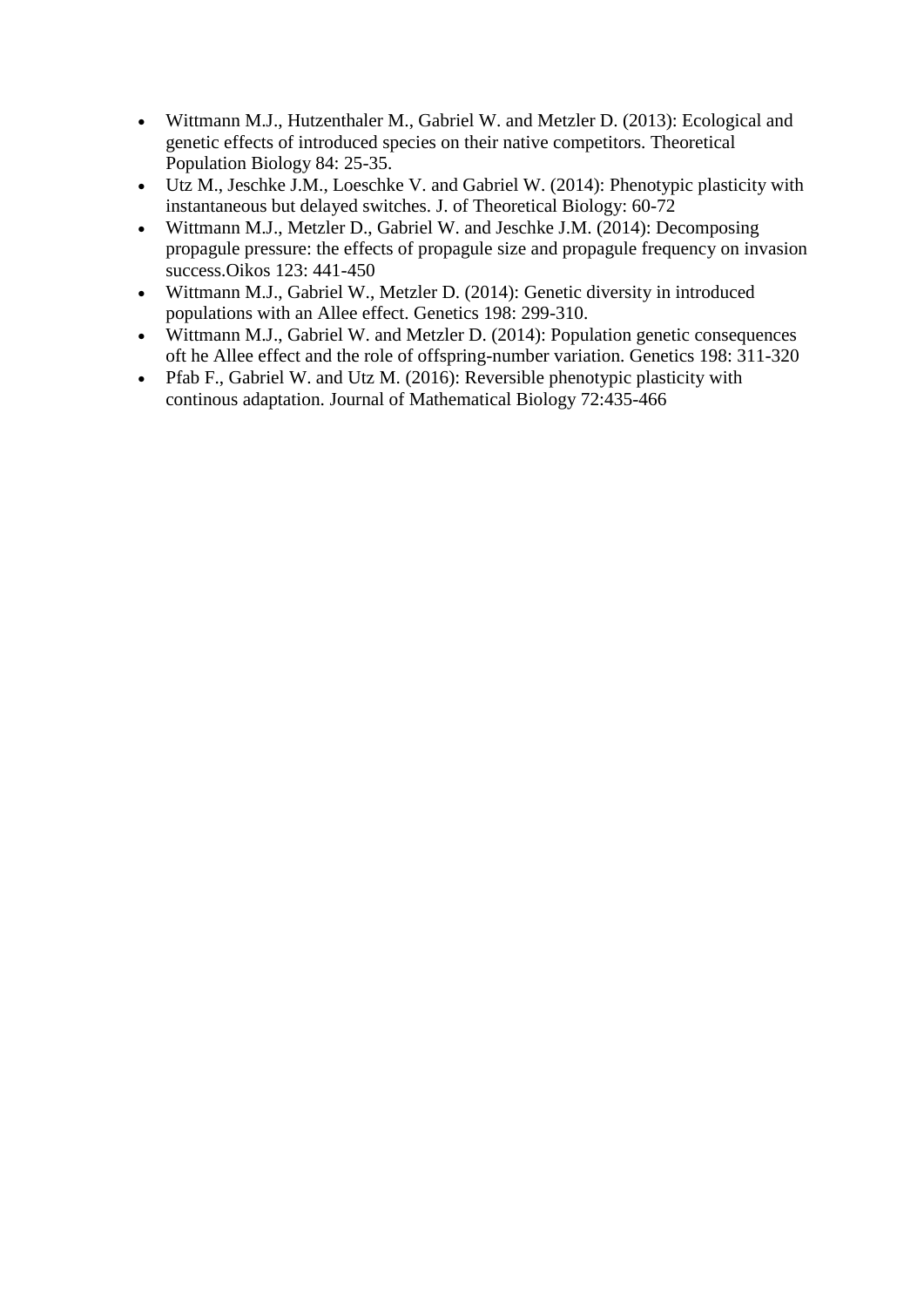- Wittmann M.J., Hutzenthaler M., Gabriel W. and Metzler D. (2013): Ecological and genetic effects of introduced species on their native competitors. Theoretical Population Biology 84: 25-35.
- Utz M., Jeschke J.M., Loeschke V. and Gabriel W. (2014): Phenotypic plasticity with instantaneous but delayed switches. J. of Theoretical Biology: 60-72
- Wittmann M.J., Metzler D., Gabriel W. and Jeschke J.M. (2014): Decomposing propagule pressure: the effects of propagule size and propagule frequency on invasion success.Oikos 123: 441-450
- Wittmann M.J., Gabriel W., Metzler D. (2014): Genetic diversity in introduced populations with an Allee effect. Genetics 198: 299-310.
- Wittmann M.J., Gabriel W. and Metzler D. (2014): Population genetic consequences oft he Allee effect and the role of offspring-number variation. Genetics 198: 311-320
- Pfab F., Gabriel W. and Utz M. (2016): Reversible phenotypic plasticity with continous adaptation. Journal of Mathematical Biology 72:435-466